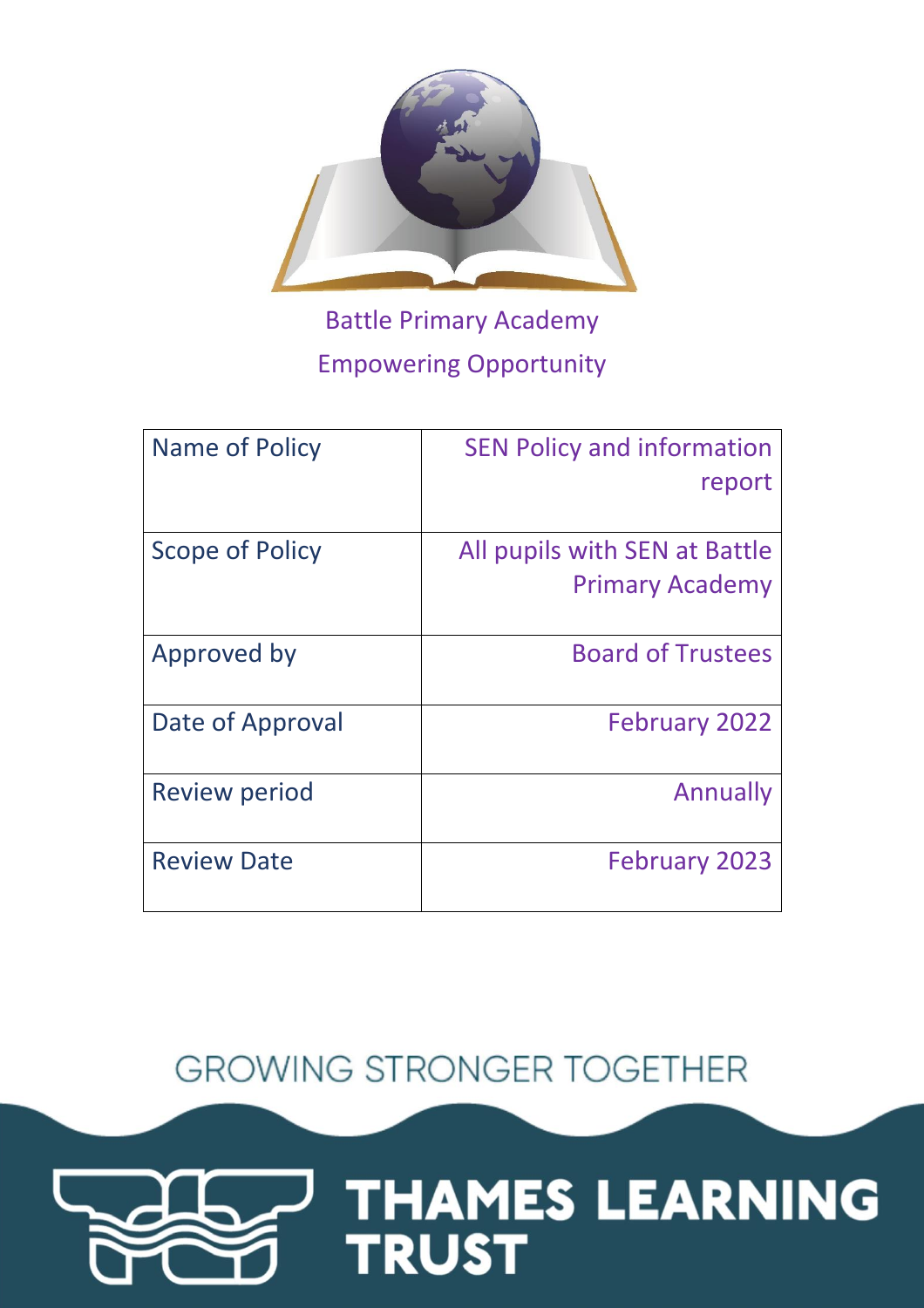Battle Primary Academy

Empowering Opportunity

| Name of Policy | SEN Policy and information report |
|---|---|
| Scope of Policy | All pupils with SEN at Battle Primary Academy |
| Approved by | Board of Trustees |
| Date of Approval | February 2022 |
| Review period | Annually |
| Review Date | February 2023 |

GROWING STRONGER TOGETHER

THAMES LEARNING TRUST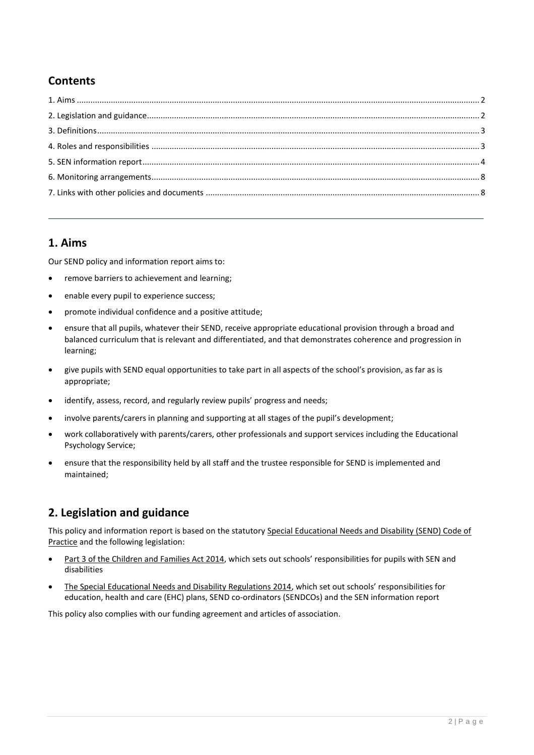## Contents

1. Aims ........ 2
2. Legislation and guidance ........ 2
3. Definitions ........ 3
4. Roles and responsibilities ........ 3
5. SEN information report ........ 4
6. Monitoring arrangements ........ 8
7. Links with other policies and documents ........ 8

---

## 1. Aims

Our SEND policy and information report aims to:

- remove barriers to achievement and learning;
- enable every pupil to experience success;
- promote individual confidence and a positive attitude;
- ensure that all pupils, whatever their SEND, receive appropriate educational provision through a broad and balanced curriculum that is relevant and differentiated, and that demonstrates coherence and progression in learning;
- give pupils with SEND equal opportunities to take part in all aspects of the school's provision, as far as is appropriate;
- identify, assess, record, and regularly review pupils' progress and needs;
- involve parents/carers in planning and supporting at all stages of the pupil's development;
- work collaboratively with parents/carers, other professionals and support services including the Educational Psychology Service;
- ensure that the responsibility held by all staff and the trustee responsible for SEND is implemented and maintained;

## 2. Legislation and guidance

This policy and information report is based on the statutory Special Educational Needs and Disability (SEND) Code of Practice and the following legislation:

- Part 3 of the Children and Families Act 2014, which sets out schools' responsibilities for pupils with SEN and disabilities
- The Special Educational Needs and Disability Regulations 2014, which set out schools' responsibilities for education, health and care (EHC) plans, SEND co-ordinators (SENDCOs) and the SEN information report

This policy also complies with our funding agreement and articles of association.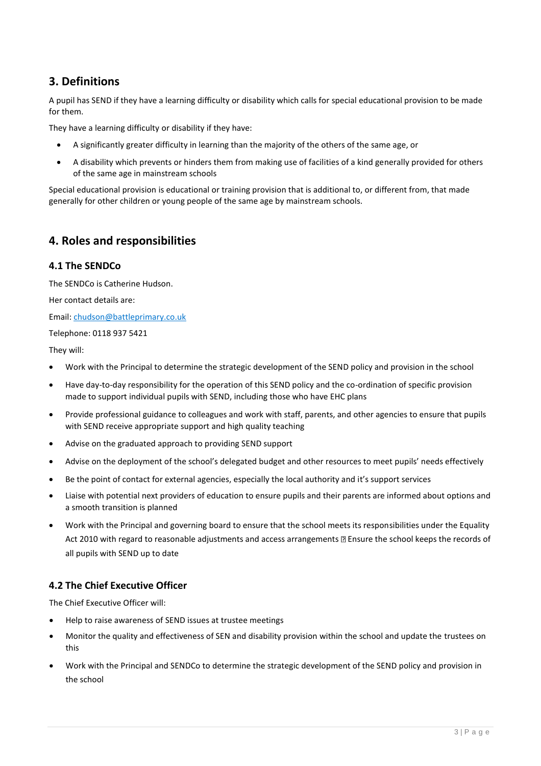## 3. Definitions

A pupil has SEND if they have a learning difficulty or disability which calls for special educational provision to be made for them.

They have a learning difficulty or disability if they have:

- A significantly greater difficulty in learning than the majority of the others of the same age, or
- A disability which prevents or hinders them from making use of facilities of a kind generally provided for others of the same age in mainstream schools

Special educational provision is educational or training provision that is additional to, or different from, that made generally for other children or young people of the same age by mainstream schools.

## 4. Roles and responsibilities

### 4.1 The SENDCo

The SENDCo is Catherine Hudson.

Her contact details are:

Email: chudson@battleprimary.co.uk

Telephone: 0118 937 5421

They will:

- Work with the Principal to determine the strategic development of the SEND policy and provision in the school
- Have day-to-day responsibility for the operation of this SEND policy and the co-ordination of specific provision made to support individual pupils with SEND, including those who have EHC plans
- Provide professional guidance to colleagues and work with staff, parents, and other agencies to ensure that pupils with SEND receive appropriate support and high quality teaching
- Advise on the graduated approach to providing SEND support
- Advise on the deployment of the school's delegated budget and other resources to meet pupils' needs effectively
- Be the point of contact for external agencies, especially the local authority and it's support services
- Liaise with potential next providers of education to ensure pupils and their parents are informed about options and a smooth transition is planned
- Work with the Principal and governing board to ensure that the school meets its responsibilities under the Equality Act 2010 with regard to reasonable adjustments and access arrangements  Ensure the school keeps the records of all pupils with SEND up to date

### 4.2 The Chief Executive Officer

The Chief Executive Officer will:

- Help to raise awareness of SEND issues at trustee meetings
- Monitor the quality and effectiveness of SEN and disability provision within the school and update the trustees on this
- Work with the Principal and SENDCo to determine the strategic development of the SEND policy and provision in the school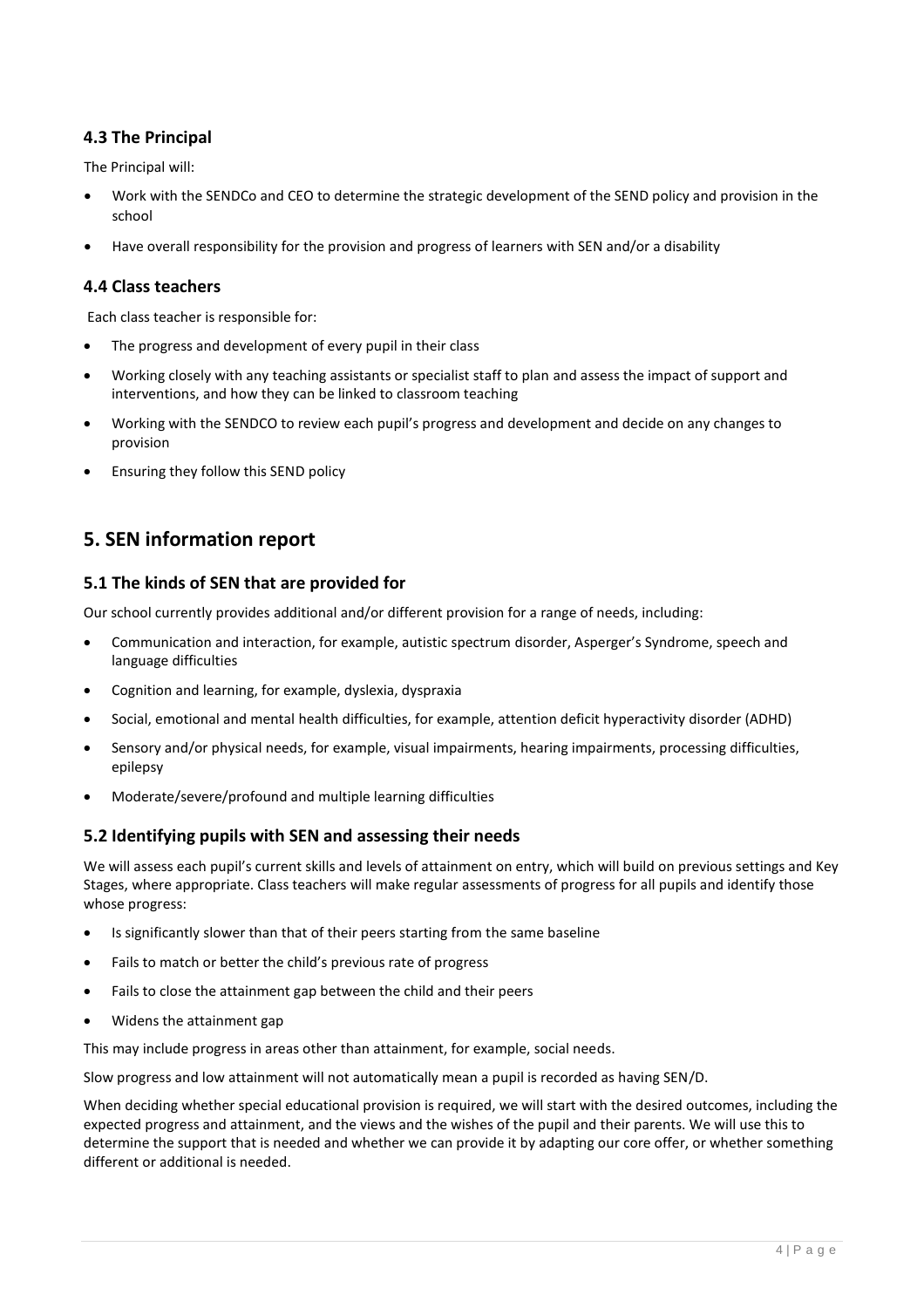### 4.3 The Principal

The Principal will:

- Work with the SENDCo and CEO to determine the strategic development of the SEND policy and provision in the school
- Have overall responsibility for the provision and progress of learners with SEN and/or a disability

### 4.4 Class teachers

Each class teacher is responsible for:

- The progress and development of every pupil in their class
- Working closely with any teaching assistants or specialist staff to plan and assess the impact of support and interventions, and how they can be linked to classroom teaching
- Working with the SENDCO to review each pupil's progress and development and decide on any changes to provision
- Ensuring they follow this SEND policy

## 5. SEN information report

### 5.1 The kinds of SEN that are provided for

Our school currently provides additional and/or different provision for a range of needs, including:

- Communication and interaction, for example, autistic spectrum disorder, Asperger's Syndrome, speech and language difficulties
- Cognition and learning, for example, dyslexia, dyspraxia
- Social, emotional and mental health difficulties, for example, attention deficit hyperactivity disorder (ADHD)
- Sensory and/or physical needs, for example, visual impairments, hearing impairments, processing difficulties, epilepsy
- Moderate/severe/profound and multiple learning difficulties

### 5.2 Identifying pupils with SEN and assessing their needs

We will assess each pupil's current skills and levels of attainment on entry, which will build on previous settings and Key Stages, where appropriate. Class teachers will make regular assessments of progress for all pupils and identify those whose progress:

- Is significantly slower than that of their peers starting from the same baseline
- Fails to match or better the child's previous rate of progress
- Fails to close the attainment gap between the child and their peers
- Widens the attainment gap

This may include progress in areas other than attainment, for example, social needs.

Slow progress and low attainment will not automatically mean a pupil is recorded as having SEN/D.

When deciding whether special educational provision is required, we will start with the desired outcomes, including the expected progress and attainment, and the views and the wishes of the pupil and their parents. We will use this to determine the support that is needed and whether we can provide it by adapting our core offer, or whether something different or additional is needed.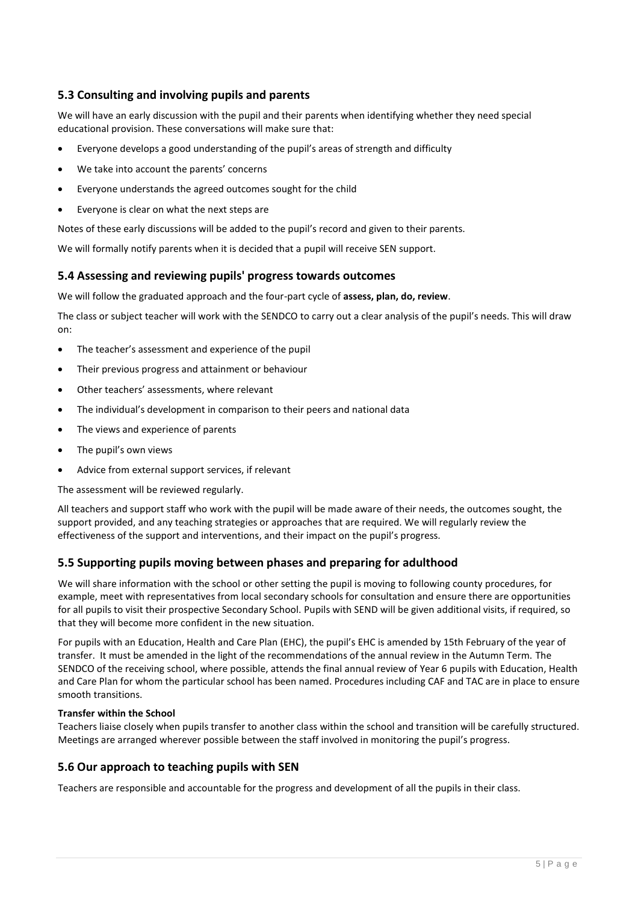## 5.3 Consulting and involving pupils and parents

We will have an early discussion with the pupil and their parents when identifying whether they need special educational provision. These conversations will make sure that:

- Everyone develops a good understanding of the pupil's areas of strength and difficulty
- We take into account the parents' concerns
- Everyone understands the agreed outcomes sought for the child
- Everyone is clear on what the next steps are

Notes of these early discussions will be added to the pupil's record and given to their parents.

We will formally notify parents when it is decided that a pupil will receive SEN support.

## 5.4 Assessing and reviewing pupils' progress towards outcomes

We will follow the graduated approach and the four-part cycle of **assess, plan, do, review**.

The class or subject teacher will work with the SENDCO to carry out a clear analysis of the pupil's needs. This will draw on:

- The teacher's assessment and experience of the pupil
- Their previous progress and attainment or behaviour
- Other teachers' assessments, where relevant
- The individual's development in comparison to their peers and national data
- The views and experience of parents
- The pupil's own views
- Advice from external support services, if relevant

The assessment will be reviewed regularly.

All teachers and support staff who work with the pupil will be made aware of their needs, the outcomes sought, the support provided, and any teaching strategies or approaches that are required. We will regularly review the effectiveness of the support and interventions, and their impact on the pupil's progress.

## 5.5 Supporting pupils moving between phases and preparing for adulthood

We will share information with the school or other setting the pupil is moving to following county procedures, for example, meet with representatives from local secondary schools for consultation and ensure there are opportunities for all pupils to visit their prospective Secondary School. Pupils with SEND will be given additional visits, if required, so that they will become more confident in the new situation.

For pupils with an Education, Health and Care Plan (EHC), the pupil's EHC is amended by 15th February of the year of transfer. It must be amended in the light of the recommendations of the annual review in the Autumn Term. The SENDCO of the receiving school, where possible, attends the final annual review of Year 6 pupils with Education, Health and Care Plan for whom the particular school has been named. Procedures including CAF and TAC are in place to ensure smooth transitions.

**Transfer within the School**

Teachers liaise closely when pupils transfer to another class within the school and transition will be carefully structured. Meetings are arranged wherever possible between the staff involved in monitoring the pupil's progress.

## 5.6 Our approach to teaching pupils with SEN

Teachers are responsible and accountable for the progress and development of all the pupils in their class.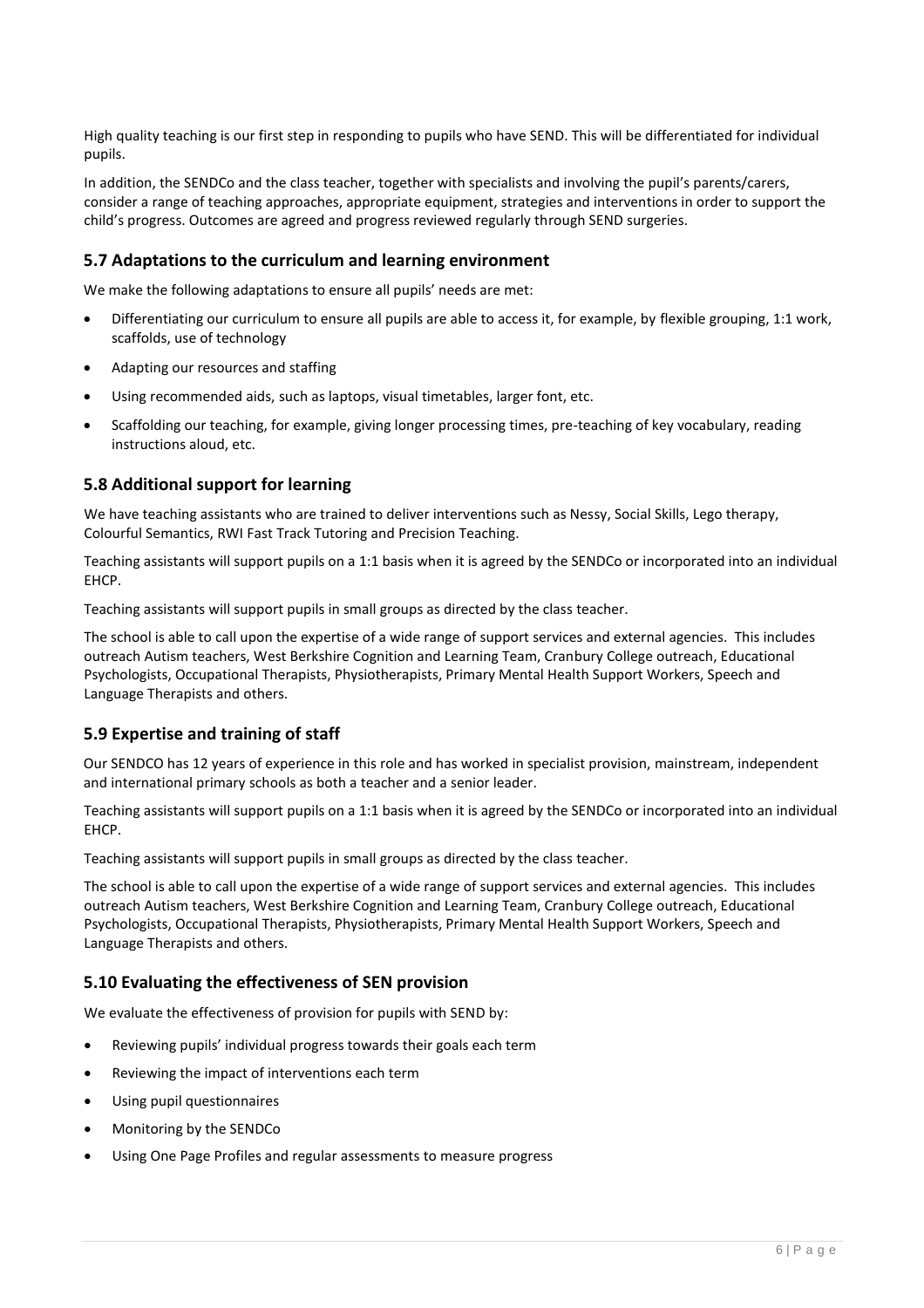High quality teaching is our first step in responding to pupils who have SEND. This will be differentiated for individual pupils.

In addition, the SENDCo and the class teacher, together with specialists and involving the pupil's parents/carers, consider a range of teaching approaches, appropriate equipment, strategies and interventions in order to support the child's progress. Outcomes are agreed and progress reviewed regularly through SEND surgeries.

### 5.7 Adaptations to the curriculum and learning environment

We make the following adaptations to ensure all pupils' needs are met:

- Differentiating our curriculum to ensure all pupils are able to access it, for example, by flexible grouping, 1:1 work, scaffolds, use of technology
- Adapting our resources and staffing
- Using recommended aids, such as laptops, visual timetables, larger font, etc.
- Scaffolding our teaching, for example, giving longer processing times, pre-teaching of key vocabulary, reading instructions aloud, etc.

### 5.8 Additional support for learning

We have teaching assistants who are trained to deliver interventions such as Nessy, Social Skills, Lego therapy, Colourful Semantics, RWI Fast Track Tutoring and Precision Teaching.

Teaching assistants will support pupils on a 1:1 basis when it is agreed by the SENDCo or incorporated into an individual EHCP.

Teaching assistants will support pupils in small groups as directed by the class teacher.

The school is able to call upon the expertise of a wide range of support services and external agencies. This includes outreach Autism teachers, West Berkshire Cognition and Learning Team, Cranbury College outreach, Educational Psychologists, Occupational Therapists, Physiotherapists, Primary Mental Health Support Workers, Speech and Language Therapists and others.

### 5.9 Expertise and training of staff

Our SENDCO has 12 years of experience in this role and has worked in specialist provision, mainstream, independent and international primary schools as both a teacher and a senior leader.

Teaching assistants will support pupils on a 1:1 basis when it is agreed by the SENDCo or incorporated into an individual EHCP.

Teaching assistants will support pupils in small groups as directed by the class teacher.

The school is able to call upon the expertise of a wide range of support services and external agencies. This includes outreach Autism teachers, West Berkshire Cognition and Learning Team, Cranbury College outreach, Educational Psychologists, Occupational Therapists, Physiotherapists, Primary Mental Health Support Workers, Speech and Language Therapists and others.

### 5.10 Evaluating the effectiveness of SEN provision

We evaluate the effectiveness of provision for pupils with SEND by:

- Reviewing pupils' individual progress towards their goals each term
- Reviewing the impact of interventions each term
- Using pupil questionnaires
- Monitoring by the SENDCo
- Using One Page Profiles and regular assessments to measure progress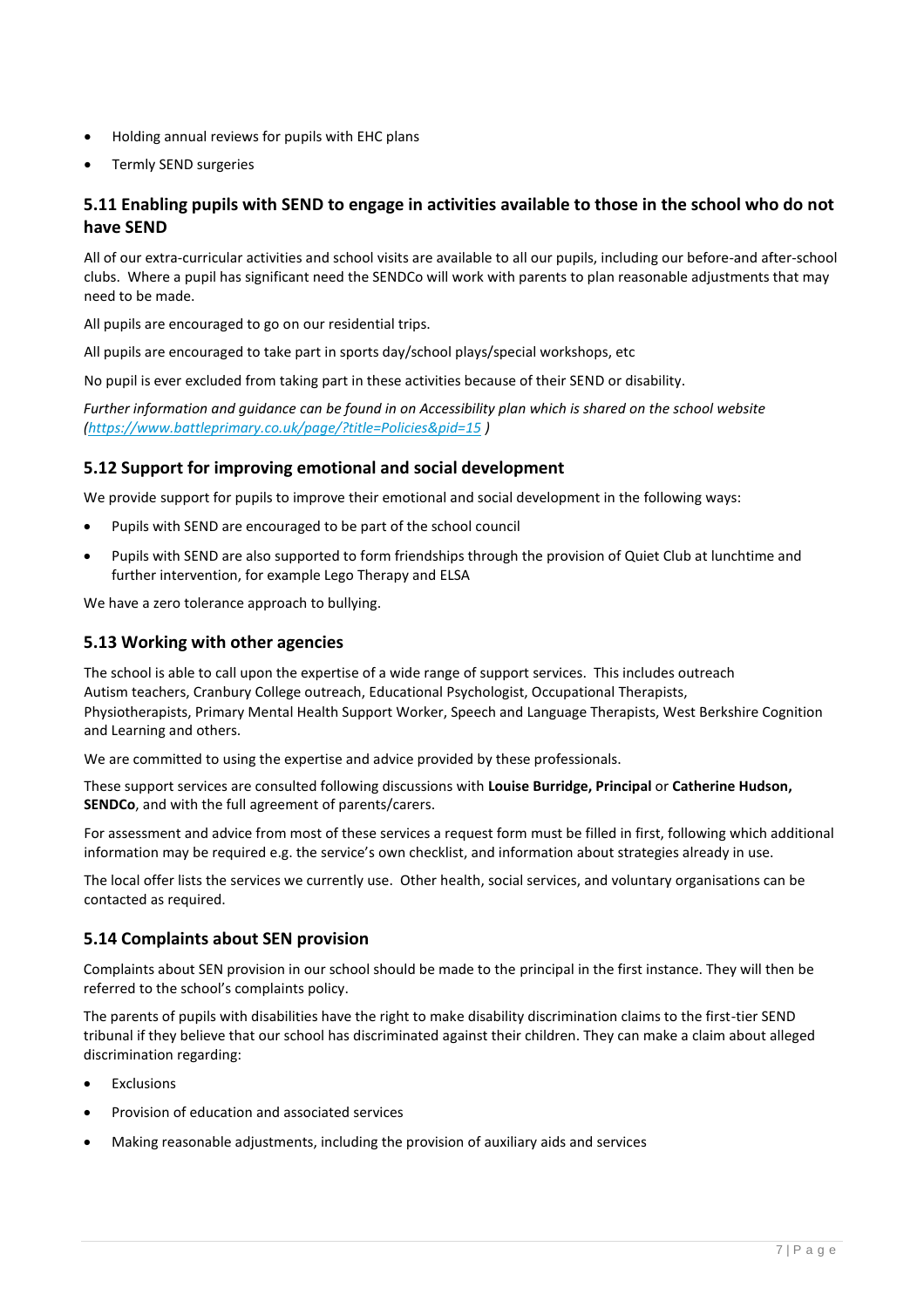- Holding annual reviews for pupils with EHC plans
- Termly SEND surgeries

### 5.11 Enabling pupils with SEND to engage in activities available to those in the school who do not have SEND

All of our extra-curricular activities and school visits are available to all our pupils, including our before-and after-school clubs. Where a pupil has significant need the SENDCo will work with parents to plan reasonable adjustments that may need to be made.

All pupils are encouraged to go on our residential trips.

All pupils are encouraged to take part in sports day/school plays/special workshops, etc

No pupil is ever excluded from taking part in these activities because of their SEND or disability.

*Further information and guidance can be found in on Accessibility plan which is shared on the school website (https://www.battleprimary.co.uk/page/?title=Policies&pid=15 )*

### 5.12 Support for improving emotional and social development

We provide support for pupils to improve their emotional and social development in the following ways:

- Pupils with SEND are encouraged to be part of the school council
- Pupils with SEND are also supported to form friendships through the provision of Quiet Club at lunchtime and further intervention, for example Lego Therapy and ELSA

We have a zero tolerance approach to bullying.

### 5.13 Working with other agencies

The school is able to call upon the expertise of a wide range of support services. This includes outreach Autism teachers, Cranbury College outreach, Educational Psychologist, Occupational Therapists, Physiotherapists, Primary Mental Health Support Worker, Speech and Language Therapists, West Berkshire Cognition and Learning and others.

We are committed to using the expertise and advice provided by these professionals.

These support services are consulted following discussions with **Louise Burridge, Principal** or **Catherine Hudson, SENDCo**, and with the full agreement of parents/carers.

For assessment and advice from most of these services a request form must be filled in first, following which additional information may be required e.g. the service's own checklist, and information about strategies already in use.

The local offer lists the services we currently use. Other health, social services, and voluntary organisations can be contacted as required.

### 5.14 Complaints about SEN provision

Complaints about SEN provision in our school should be made to the principal in the first instance. They will then be referred to the school's complaints policy.

The parents of pupils with disabilities have the right to make disability discrimination claims to the first-tier SEND tribunal if they believe that our school has discriminated against their children. They can make a claim about alleged discrimination regarding:

- Exclusions
- Provision of education and associated services
- Making reasonable adjustments, including the provision of auxiliary aids and services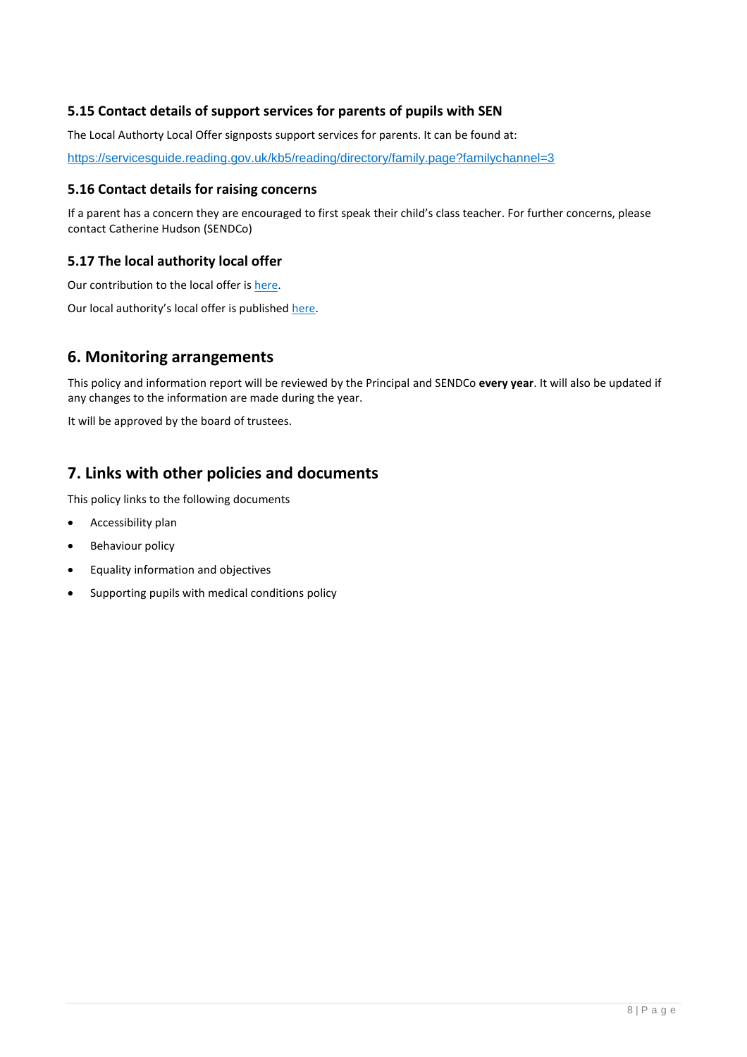### 5.15 Contact details of support services for parents of pupils with SEN

The Local Authorty Local Offer signposts support services for parents. It can be found at:

https://servicesguide.reading.gov.uk/kb5/reading/directory/family.page?familychannel=3

### 5.16 Contact details for raising concerns

If a parent has a concern they are encouraged to first speak their child's class teacher. For further concerns, please contact Catherine Hudson (SENDCo)

### 5.17 The local authority local offer

Our contribution to the local offer is here.

Our local authority's local offer is published here.

## 6. Monitoring arrangements

This policy and information report will be reviewed by the Principal and SENDCo **every year**. It will also be updated if any changes to the information are made during the year.

It will be approved by the board of trustees.

## 7. Links with other policies and documents

This policy links to the following documents

- Accessibility plan
- Behaviour policy
- Equality information and objectives
- Supporting pupils with medical conditions policy